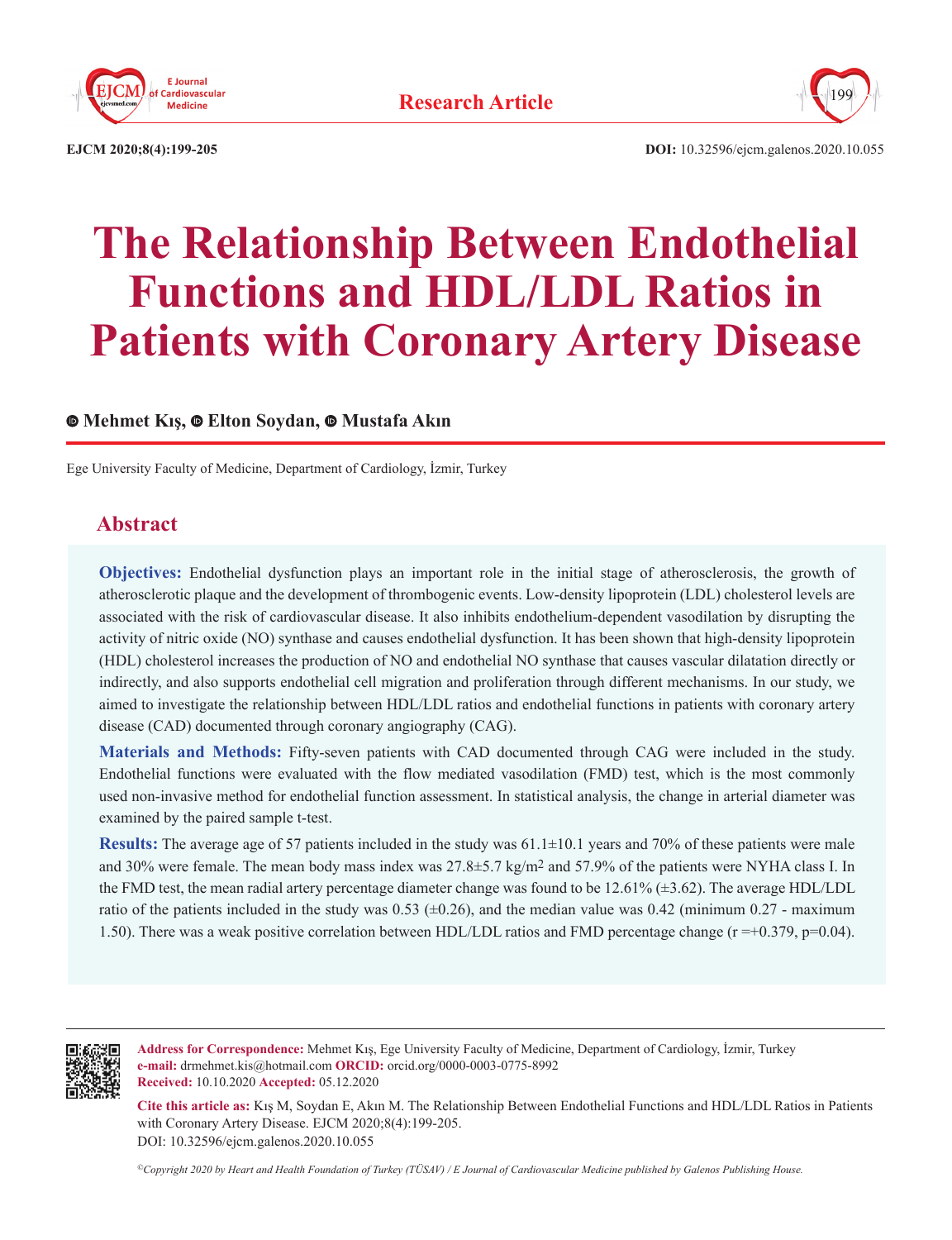**Research Article**

# The Relationship Between Endothelial Functions and HDL/LDL Ratios in Patients with Coronary Artery Disease

**Mehmet Kış, Elton Soydan, Mustafa Akın**

Ege University Faculty of Medicine, Department of Cardiology, İzmir, Turkey

## Abstract

**Objectives:** Endothelial dysfunction plays an important role in the initial stage of atherosclerosis, the growth of atherosclerotic plaque and the development of thrombogenic events. Low-density lipoprotein (LDL) cholesterol levels are associated with the risk of cardiovascular disease. It also inhibits endothelium-dependent vasodilation by disrupting the activity of nitric oxide (NO) synthase and causes endothelial dysfunction. It has been shown that high-density lipoprotein (HDL) cholesterol increases the production of NO and endothelial NO synthase that causes vascular dilatation directly or indirectly, and also supports endothelial cell migration and proliferation through different mechanisms. In our study, we aimed to investigate the relationship between HDL/LDL ratios and endothelial functions in patients with coronary artery disease (CAD) documented through coronary angiography (CAG).

**Materials and Methods:** Fifty-seven patients with CAD documented through CAG were included in the study. Endothelial functions were evaluated with the flow mediated vasodilation (FMD) test, which is the most commonly used non-invasive method for endothelial function assessment. In statistical analysis, the change in arterial diameter was examined by the paired sample t-test.

**Results:** The average age of 57 patients included in the study was 61.1±10.1 years and 70% of these patients were male and 30% were female. The mean body mass index was 27.8±5.7 kg/m$^2$ and 57.9% of the patients were NYHA class I. In the FMD test, the mean radial artery percentage diameter change was found to be 12.61% (±3.62). The average HDL/LDL ratio of the patients included in the study was 0.53 (±0.26), and the median value was 0.42 (minimum 0.27 - maximum 1.50). There was a weak positive correlation between HDL/LDL ratios and FMD percentage change (r =+0.379, p=0.04).

**Address for Correspondence:** Mehmet Kış, Ege University Faculty of Medicine, Department of Cardiology, İzmir, Turkey
**e-mail:** drmehmet.kis@hotmail.com **ORCID:** orcid.org/0000-0003-0775-8992
**Received:** 10.10.2020 **Accepted:** 05.12.2020

**Cite this article as:** Kış M, Soydan E, Akın M. The Relationship Between Endothelial Functions and HDL/LDL Ratios in Patients with Coronary Artery Disease. EJCM 2020;8(4):199-205.
DOI: 10.32596/ejcm.galenos.2020.10.055

*©Copyright 2020 by Heart and Health Foundation of Turkey (TÜSAV) / E Journal of Cardiovascular Medicine published by Galenos Publishing House.*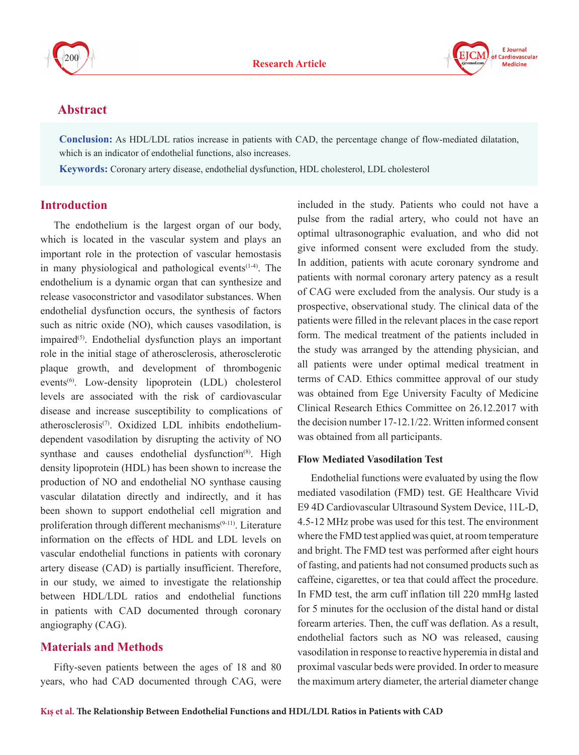## Abstract

**Conclusion:** As HDL/LDL ratios increase in patients with CAD, the percentage change of flow-mediated dilatation, which is an indicator of endothelial functions, also increases.

**Keywords:** Coronary artery disease, endothelial dysfunction, HDL cholesterol, LDL cholesterol

## Introduction

The endothelium is the largest organ of our body, which is located in the vascular system and plays an important role in the protection of vascular hemostasis in many physiological and pathological events[1-4]. The endothelium is a dynamic organ that can synthesize and release vasoconstrictor and vasodilator substances. When endothelial dysfunction occurs, the synthesis of factors such as nitric oxide (NO), which causes vasodilation, is impaired[5]. Endothelial dysfunction plays an important role in the initial stage of atherosclerosis, atherosclerotic plaque growth, and development of thrombogenic events[6]. Low-density lipoprotein (LDL) cholesterol levels are associated with the risk of cardiovascular disease and increase susceptibility to complications of atherosclerosis[7]. Oxidized LDL inhibits endothelium-dependent vasodilation by disrupting the activity of NO synthase and causes endothelial dysfunction[8]. High density lipoprotein (HDL) has been shown to increase the production of NO and endothelial NO synthase causing vascular dilatation directly and indirectly, and it has been shown to support endothelial cell migration and proliferation through different mechanisms[9-11]. Literature information on the effects of HDL and LDL levels on vascular endothelial functions in patients with coronary artery disease (CAD) is partially insufficient. Therefore, in our study, we aimed to investigate the relationship between HDL/LDL ratios and endothelial functions in patients with CAD documented through coronary angiography (CAG).

## Materials and Methods

Fifty-seven patients between the ages of 18 and 80 years, who had CAD documented through CAG, were included in the study. Patients who could not have a pulse from the radial artery, who could not have an optimal ultrasonographic evaluation, and who did not give informed consent were excluded from the study. In addition, patients with acute coronary syndrome and patients with normal coronary artery patency as a result of CAG were excluded from the analysis. Our study is a prospective, observational study. The clinical data of the patients were filled in the relevant places in the case report form. The medical treatment of the patients included in the study was arranged by the attending physician, and all patients were under optimal medical treatment in terms of CAD. Ethics committee approval of our study was obtained from Ege University Faculty of Medicine Clinical Research Ethics Committee on 26.12.2017 with the decision number 17-12.1/22. Written informed consent was obtained from all participants.

### Flow Mediated Vasodilation Test

Endothelial functions were evaluated by using the flow mediated vasodilation (FMD) test. GE Healthcare Vivid E9 4D Cardiovascular Ultrasound System Device, 11L-D, 4.5-12 MHz probe was used for this test. The environment where the FMD test applied was quiet, at room temperature and bright. The FMD test was performed after eight hours of fasting, and patients had not consumed products such as caffeine, cigarettes, or tea that could affect the procedure. In FMD test, the arm cuff inflation till 220 mmHg lasted for 5 minutes for the occlusion of the distal hand or distal forearm arteries. Then, the cuff was deflation. As a result, endothelial factors such as NO was released, causing vasodilation in response to reactive hyperemia in distal and proximal vascular beds were provided. In order to measure the maximum artery diameter, the arterial diameter change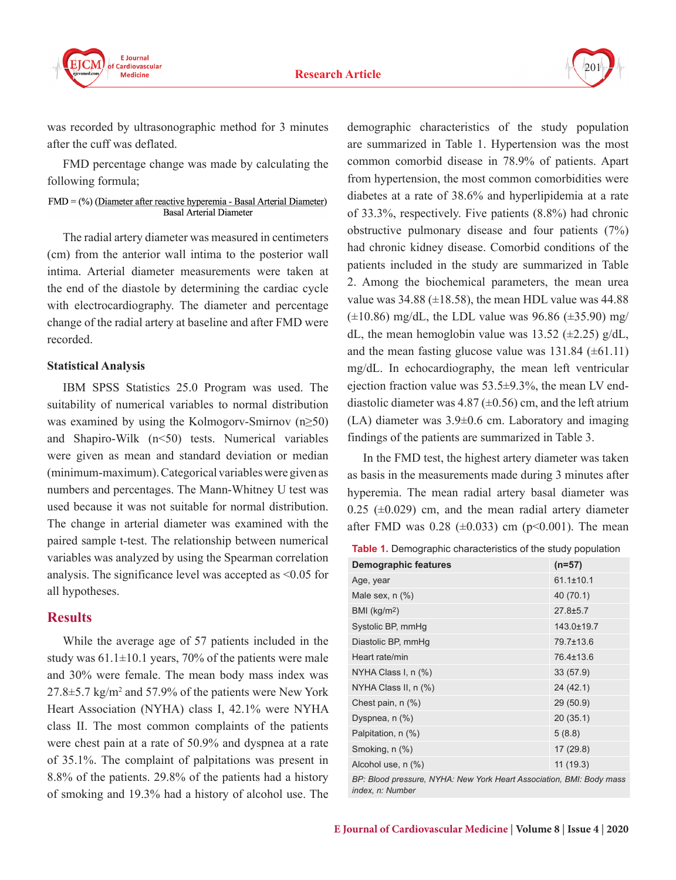was recorded by ultrasonographic method for 3 minutes after the cuff was deflated.

FMD percentage change was made by calculating the following formula;

$$FMD = (\%) \frac{\text{Diameter after reactive hyperemia - Basal Arterial Diameter}}{\text{Basal Arterial Diameter}}$$

The radial artery diameter was measured in centimeters (cm) from the anterior wall intima to the posterior wall intima. Arterial diameter measurements were taken at the end of the diastole by determining the cardiac cycle with electrocardiography. The diameter and percentage change of the radial artery at baseline and after FMD were recorded.

### Statistical Analysis

IBM SPSS Statistics 25.0 Program was used. The suitability of numerical variables to normal distribution was examined by using the Kolmogorv-Smirnov (n≥50) and Shapiro-Wilk (n<50) tests. Numerical variables were given as mean and standard deviation or median (minimum-maximum). Categorical variables were given as numbers and percentages. The Mann-Whitney U test was used because it was not suitable for normal distribution. The change in arterial diameter was examined with the paired sample t-test. The relationship between numerical variables was analyzed by using the Spearman correlation analysis. The significance level was accepted as <0.05 for all hypotheses.

## Results

While the average age of 57 patients included in the study was 61.1±10.1 years, 70% of the patients were male and 30% were female. The mean body mass index was 27.8±5.7 kg/m$^2$ and 57.9% of the patients were New York Heart Association (NYHA) class I, 42.1% were NYHA class II. The most common complaints of the patients were chest pain at a rate of 50.9% and dyspnea at a rate of 35.1%. The complaint of palpitations was present in 8.8% of the patients. 29.8% of the patients had a history of smoking and 19.3% had a history of alcohol use. The demographic characteristics of the study population are summarized in Table 1. Hypertension was the most common comorbid disease in 78.9% of patients. Apart from hypertension, the most common comorbidities were diabetes at a rate of 38.6% and hyperlipidemia at a rate of 33.3%, respectively. Five patients (8.8%) had chronic obstructive pulmonary disease and four patients (7%) had chronic kidney disease. Comorbid conditions of the patients included in the study are summarized in Table 2. Among the biochemical parameters, the mean urea value was 34.88 (±18.58), the mean HDL value was 44.88 (±10.86) mg/dL, the LDL value was 96.86 (±35.90) mg/dL, the mean hemoglobin value was 13.52 (±2.25) g/dL, and the mean fasting glucose value was 131.84 (±61.11) mg/dL. In echocardiography, the mean left ventricular ejection fraction value was 53.5±9.3%, the mean LV end-diastolic diameter was 4.87 (±0.56) cm, and the left atrium (LA) diameter was 3.9±0.6 cm. Laboratory and imaging findings of the patients are summarized in Table 3.

In the FMD test, the highest artery diameter was taken as basis in the measurements made during 3 minutes after hyperemia. The mean radial artery basal diameter was 0.25 (±0.029) cm, and the mean radial artery diameter after FMD was 0.28 (±0.033) cm (p<0.001). The mean

**Table 1.** Demographic characteristics of the study population

| Demographic features | (n=57) |
|---|---|
| Age, year | 61.1±10.1 |
| Male sex, n (%) | 40 (70.1) |
| BMI (kg/m$^2$) | 27.8±5.7 |
| Systolic BP, mmHg | 143.0±19.7 |
| Diastolic BP, mmHg | 79.7±13.6 |
| Heart rate/min | 76.4±13.6 |
| NYHA Class I, n (%) | 33 (57.9) |
| NYHA Class II, n (%) | 24 (42.1) |
| Chest pain, n (%) | 29 (50.9) |
| Dyspnea, n (%) | 20 (35.1) |
| Palpitation, n (%) | 5 (8.8) |
| Smoking, n (%) | 17 (29.8) |
| Alcohol use, n (%) | 11 (19.3) |

*BP: Blood pressure, NYHA: New York Heart Association, BMI: Body mass index, n: Number*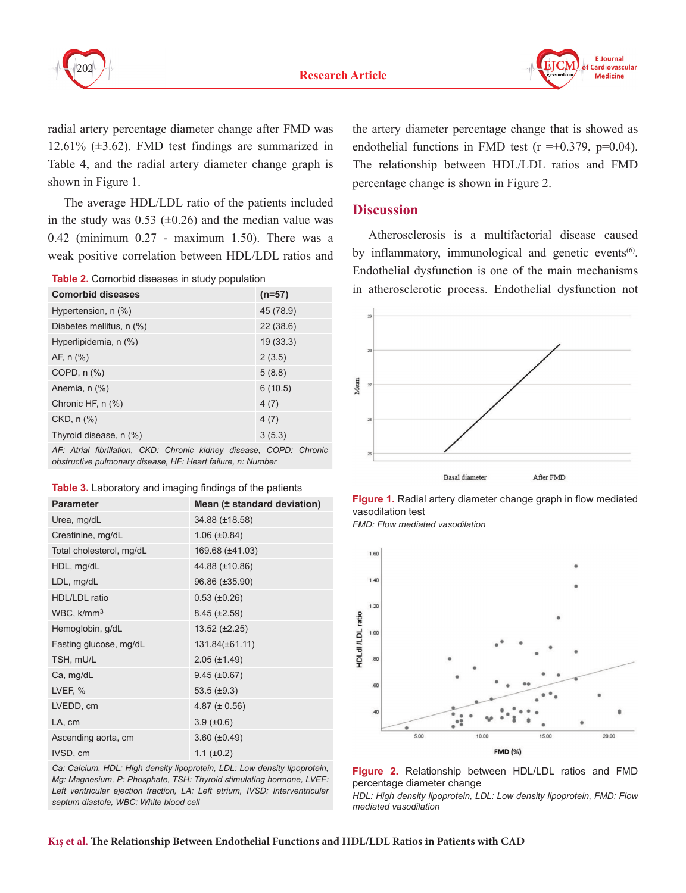radial artery percentage diameter change after FMD was 12.61% (±3.62). FMD test findings are summarized in Table 4, and the radial artery diameter change graph is shown in Figure 1.

The average HDL/LDL ratio of the patients included in the study was 0.53 (±0.26) and the median value was 0.42 (minimum 0.27 - maximum 1.50). There was a weak positive correlation between HDL/LDL ratios and the artery diameter percentage change that is showed as endothelial functions in FMD test (r =+0.379, p=0.04). The relationship between HDL/LDL ratios and FMD percentage change is shown in Figure 2.

**Table 2.** Comorbid diseases in study population

| Comorbid diseases | (n=57) |
|---|---|
| Hypertension, n (%) | 45 (78.9) |
| Diabetes mellitus, n (%) | 22 (38.6) |
| Hyperlipidemia, n (%) | 19 (33.3) |
| AF, n (%) | 2 (3.5) |
| COPD, n (%) | 5 (8.8) |
| Anemia, n (%) | 6 (10.5) |
| Chronic HF, n (%) | 4 (7) |
| CKD, n (%) | 4 (7) |
| Thyroid disease, n (%) | 3 (5.3) |

*AF: Atrial fibrillation, CKD: Chronic kidney disease, COPD: Chronic obstructive pulmonary disease, HF: Heart failure, n: Number*

**Table 3.** Laboratory and imaging findings of the patients

| Parameter | Mean (± standard deviation) |
|---|---|
| Urea, mg/dL | 34.88 (±18.58) |
| Creatinine, mg/dL | 1.06 (±0.84) |
| Total cholesterol, mg/dL | 169.68 (±41.03) |
| HDL, mg/dL | 44.88 (±10.86) |
| LDL, mg/dL | 96.86 (±35.90) |
| HDL/LDL ratio | 0.53 (±0.26) |
| WBC, k/mm3 | 8.45 (±2.59) |
| Hemoglobin, g/dL | 13.52 (±2.25) |
| Fasting glucose, mg/dL | 131.84(±61.11) |
| TSH, mU/L | 2.05 (±1.49) |
| Ca, mg/dL | 9.45 (±0.67) |
| LVEF, % | 53.5 (±9.3) |
| LVEDD, cm | 4.87 (± 0.56) |
| LA, cm | 3.9 (±0.6) |
| Ascending aorta, cm | 3.60 (±0.49) |
| IVSD, cm | 1.1 (±0.2) |

*Ca: Calcium, HDL: High density lipoprotein, LDL: Low density lipoprotein, Mg: Magnesium, P: Phosphate, TSH: Thyroid stimulating hormone, LVEF: Left ventricular ejection fraction, LA: Left atrium, IVSD: Interventricular septum diastole, WBC: White blood cell*

## Discussion

Atherosclerosis is a multifactorial disease caused by inflammatory, immunological and genetic events[6]. Endothelial dysfunction is one of the main mechanisms in atherosclerotic process. Endothelial dysfunction not

**Figure 1.** Radial artery diameter change graph in flow mediated vasodilation test

*FMD: Flow mediated vasodilation*

**Figure 2.** Relationship between HDL/LDL ratios and FMD percentage diameter change

*HDL: High density lipoprotein, LDL: Low density lipoprotein, FMD: Flow mediated vasodilation*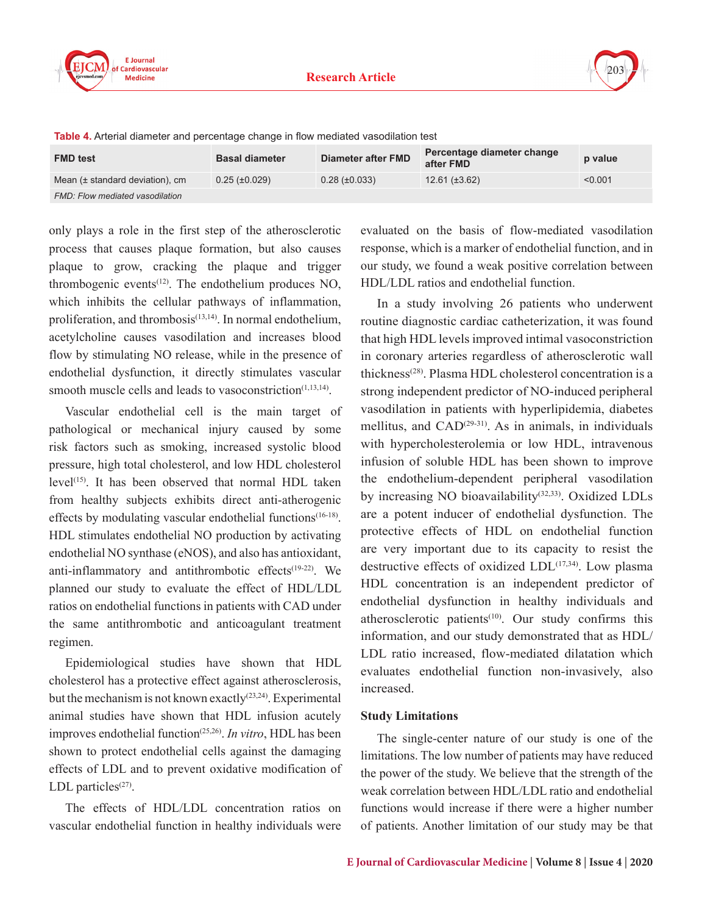**Table 4.** Arterial diameter and percentage change in flow mediated vasodilation test

| FMD test | Basal diameter | Diameter after FMD | Percentage diameter change after FMD | p value |
|---|---|---|---|---|
| Mean (± standard deviation), cm | 0.25 (±0.029) | 0.28 (±0.033) | 12.61 (±3.62) | <0.001 |

*FMD: Flow mediated vasodilation*

only plays a role in the first step of the atherosclerotic process that causes plaque formation, but also causes plaque to grow, cracking the plaque and trigger thrombogenic events[12]. The endothelium produces NO, which inhibits the cellular pathways of inflammation, proliferation, and thrombosis[13,14]. In normal endothelium, acetylcholine causes vasodilation and increases blood flow by stimulating NO release, while in the presence of endothelial dysfunction, it directly stimulates vascular smooth muscle cells and leads to vasoconstriction[1,13,14].

Vascular endothelial cell is the main target of pathological or mechanical injury caused by some risk factors such as smoking, increased systolic blood pressure, high total cholesterol, and low HDL cholesterol level[15]. It has been observed that normal HDL taken from healthy subjects exhibits direct anti-atherogenic effects by modulating vascular endothelial functions[16-18]. HDL stimulates endothelial NO production by activating endothelial NO synthase (eNOS), and also has antioxidant, anti-inflammatory and antithrombotic effects[19-22]. We planned our study to evaluate the effect of HDL/LDL ratios on endothelial functions in patients with CAD under the same antithrombotic and anticoagulant treatment regimen.

Epidemiological studies have shown that HDL cholesterol has a protective effect against atherosclerosis, but the mechanism is not known exactly[23,24]. Experimental animal studies have shown that HDL infusion acutely improves endothelial function[25,26]. *In vitro*, HDL has been shown to protect endothelial cells against the damaging effects of LDL and to prevent oxidative modification of LDL particles[27].

The effects of HDL/LDL concentration ratios on vascular endothelial function in healthy individuals were evaluated on the basis of flow-mediated vasodilation response, which is a marker of endothelial function, and in our study, we found a weak positive correlation between HDL/LDL ratios and endothelial function.

In a study involving 26 patients who underwent routine diagnostic cardiac catheterization, it was found that high HDL levels improved intimal vasoconstriction in coronary arteries regardless of atherosclerotic wall thickness[28]. Plasma HDL cholesterol concentration is a strong independent predictor of NO-induced peripheral vasodilation in patients with hyperlipidemia, diabetes mellitus, and CAD[29-31]. As in animals, in individuals with hypercholesterolemia or low HDL, intravenous infusion of soluble HDL has been shown to improve the endothelium-dependent peripheral vasodilation by increasing NO bioavailability[32,33]. Oxidized LDLs are a potent inducer of endothelial dysfunction. The protective effects of HDL on endothelial function are very important due to its capacity to resist the destructive effects of oxidized LDL[17,34]. Low plasma HDL concentration is an independent predictor of endothelial dysfunction in healthy individuals and atherosclerotic patients[10]. Our study confirms this information, and our study demonstrated that as HDL/LDL ratio increased, flow-mediated dilatation which evaluates endothelial function non-invasively, also increased.

### Study Limitations

The single-center nature of our study is one of the limitations. The low number of patients may have reduced the power of the study. We believe that the strength of the weak correlation between HDL/LDL ratio and endothelial functions would increase if there were a higher number of patients. Another limitation of our study may be that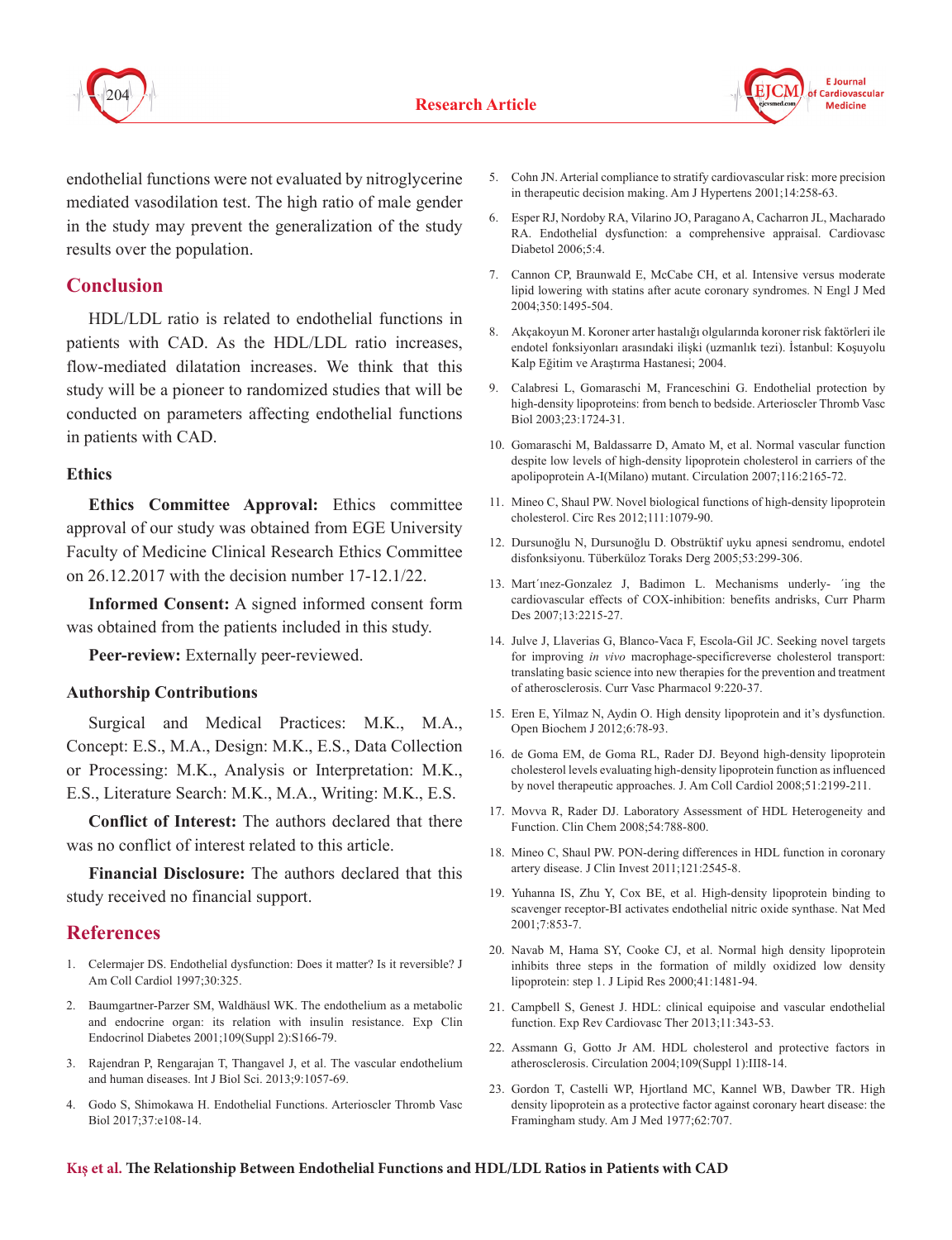endothelial functions were not evaluated by nitroglycerine mediated vasodilation test. The high ratio of male gender in the study may prevent the generalization of the study results over the population.

## Conclusion

HDL/LDL ratio is related to endothelial functions in patients with CAD. As the HDL/LDL ratio increases, flow-mediated dilatation increases. We think that this study will be a pioneer to randomized studies that will be conducted on parameters affecting endothelial functions in patients with CAD.

### Ethics

**Ethics Committee Approval:** Ethics committee approval of our study was obtained from EGE University Faculty of Medicine Clinical Research Ethics Committee on 26.12.2017 with the decision number 17-12.1/22.

**Informed Consent:** A signed informed consent form was obtained from the patients included in this study.

**Peer-review:** Externally peer-reviewed.

### Authorship Contributions

Surgical and Medical Practices: M.K., M.A., Concept: E.S., M.A., Design: M.K., E.S., Data Collection or Processing: M.K., Analysis or Interpretation: M.K., E.S., Literature Search: M.K., M.A., Writing: M.K., E.S.

**Conflict of Interest:** The authors declared that there was no conflict of interest related to this article.

**Financial Disclosure:** The authors declared that this study received no financial support.

## References

1. Celermajer DS. Endothelial dysfunction: Does it matter? Is it reversible? J Am Coll Cardiol 1997;30:325.
2. Baumgartner-Parzer SM, Waldhäusl WK. The endothelium as a metabolic and endocrine organ: its relation with insulin resistance. Exp Clin Endocrinol Diabetes 2001;109(Suppl 2):S166-79.
3. Rajendran P, Rengarajan T, Thangavel J, et al. The vascular endothelium and human diseases. Int J Biol Sci. 2013;9:1057-69.
4. Godo S, Shimokawa H. Endothelial Functions. Arterioscler Thromb Vasc Biol 2017;37:e108-14.
5. Cohn JN. Arterial compliance to stratify cardiovascular risk: more precision in therapeutic decision making. Am J Hypertens 2001;14:258-63.
6. Esper RJ, Nordoby RA, Vilarino JO, Paragano A, Cacharron JL, Macharado RA. Endothelial dysfunction: a comprehensive appraisal. Cardiovasc Diabetol 2006;5:4.
7. Cannon CP, Braunwald E, McCabe CH, et al. Intensive versus moderate lipid lowering with statins after acute coronary syndromes. N Engl J Med 2004;350:1495-504.
8. Akçakoyun M. Koroner arter hastalığı olgularında koroner risk faktörleri ile endotel fonksiyonları arasındaki ilişki (uzmanlık tezi). İstanbul: Koşuyolu Kalp Eğitim ve Araştırma Hastanesi; 2004.
9. Calabresi L, Gomaraschi M, Franceschini G. Endothelial protection by high-density lipoproteins: from bench to bedside. Arterioscler Thromb Vasc Biol 2003;23:1724-31.
10. Gomaraschi M, Baldassarre D, Amato M, et al. Normal vascular function despite low levels of high-density lipoprotein cholesterol in carriers of the apolipoprotein A-I(Milano) mutant. Circulation 2007;116:2165-72.
11. Mineo C, Shaul PW. Novel biological functions of high-density lipoprotein cholesterol. Circ Res 2012;111:1079-90.
12. Dursunoğlu N, Dursunoğlu D. Obstrüktif uyku apnesi sendromu, endotel disfonksiyonu. Tüberküloz Toraks Derg 2005;53:299-306.
13. Mart´ınez-Gonzalez J, Badimon L. Mechanisms underly- ´ing the cardiovascular effects of COX-inhibition: benefits andrisks, Curr Pharm Des 2007;13:2215-27.
14. Julve J, Llaverias G, Blanco-Vaca F, Escola-Gil JC. Seeking novel targets for improving *in vivo* macrophage-specificreverse cholesterol transport: translating basic science into new therapies for the prevention and treatment of atherosclerosis. Curr Vasc Pharmacol 9:220-37.
15. Eren E, Yilmaz N, Aydin O. High density lipoprotein and it's dysfunction. Open Biochem J 2012;6:78-93.
16. de Goma EM, de Goma RL, Rader DJ. Beyond high-density lipoprotein cholesterol levels evaluating high-density lipoprotein function as influenced by novel therapeutic approaches. J. Am Coll Cardiol 2008;51:2199-211.
17. Movva R, Rader DJ. Laboratory Assessment of HDL Heterogeneity and Function. Clin Chem 2008;54:788-800.
18. Mineo C, Shaul PW. PON-dering differences in HDL function in coronary artery disease. J Clin Invest 2011;121:2545-8.
19. Yuhanna IS, Zhu Y, Cox BE, et al. High-density lipoprotein binding to scavenger receptor-BI activates endothelial nitric oxide synthase. Nat Med 2001;7:853-7.
20. Navab M, Hama SY, Cooke CJ, et al. Normal high density lipoprotein inhibits three steps in the formation of mildly oxidized low density lipoprotein: step 1. J Lipid Res 2000;41:1481-94.
21. Campbell S, Genest J. HDL: clinical equipoise and vascular endothelial function. Exp Rev Cardiovasc Ther 2013;11:343-53.
22. Assmann G, Gotto Jr AM. HDL cholesterol and protective factors in atherosclerosis. Circulation 2004;109(Suppl 1):III8-14.
23. Gordon T, Castelli WP, Hjortland MC, Kannel WB, Dawber TR. High density lipoprotein as a protective factor against coronary heart disease: the Framingham study. Am J Med 1977;62:707.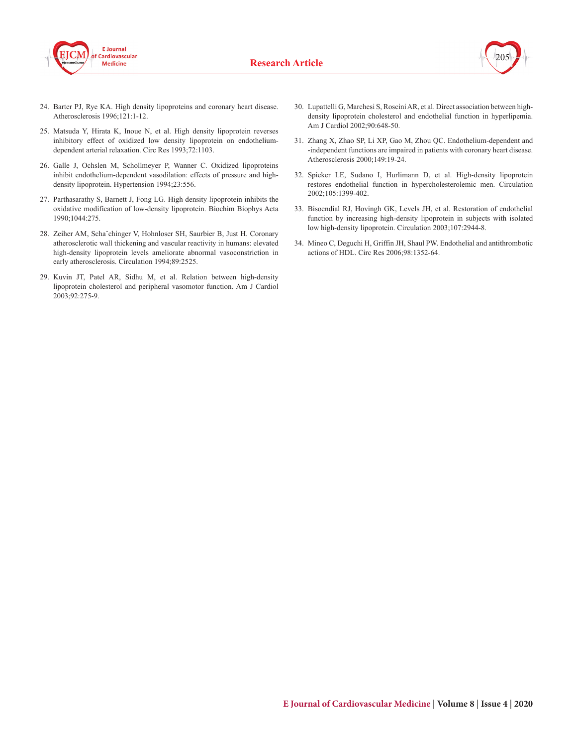24. Barter PJ, Rye KA. High density lipoproteins and coronary heart disease. Atherosclerosis 1996;121:1-12.

25. Matsuda Y, Hirata K, Inoue N, et al. High density lipoprotein reverses inhibitory effect of oxidized low density lipoprotein on endothelium-dependent arterial relaxation. Circ Res 1993;72:1103.

26. Galle J, Ochslen M, Schollmeyer P, Wanner C. Oxidized lipoproteins inhibit endothelium-dependent vasodilation: effects of pressure and high-density lipoprotein. Hypertension 1994;23:556.

27. Parthasarathy S, Barnett J, Fong LG. High density lipoprotein inhibits the oxidative modification of low-density lipoprotein. Biochim Biophys Acta 1990;1044:275.

28. Zeiher AM, Scha¨chinger V, Hohnloser SH, Saurbier B, Just H. Coronary atherosclerotic wall thickening and vascular reactivity in humans: elevated high-density lipoprotein levels ameliorate abnormal vasoconstriction in early atherosclerosis. Circulation 1994;89:2525.

29. Kuvin JT, Patel AR, Sidhu M, et al. Relation between high-density lipoprotein cholesterol and peripheral vasomotor function. Am J Cardiol 2003;92:275-9.

30. Lupattelli G, Marchesi S, Roscini AR, et al. Direct association between high-density lipoprotein cholesterol and endothelial function in hyperlipemia. Am J Cardiol 2002;90:648-50.

31. Zhang X, Zhao SP, Li XP, Gao M, Zhou QC. Endothelium-dependent and -independent functions are impaired in patients with coronary heart disease. Atherosclerosis 2000;149:19-24.

32. Spieker LE, Sudano I, Hurlimann D, et al. High-density lipoprotein restores endothelial function in hypercholesterolemic men. Circulation 2002;105:1399-402.

33. Bisoendial RJ, Hovingh GK, Levels JH, et al. Restoration of endothelial function by increasing high-density lipoprotein in subjects with isolated low high-density lipoprotein. Circulation 2003;107:2944-8.

34. Mineo C, Deguchi H, Griffin JH, Shaul PW. Endothelial and antithrombotic actions of HDL. Circ Res 2006;98:1352-64.